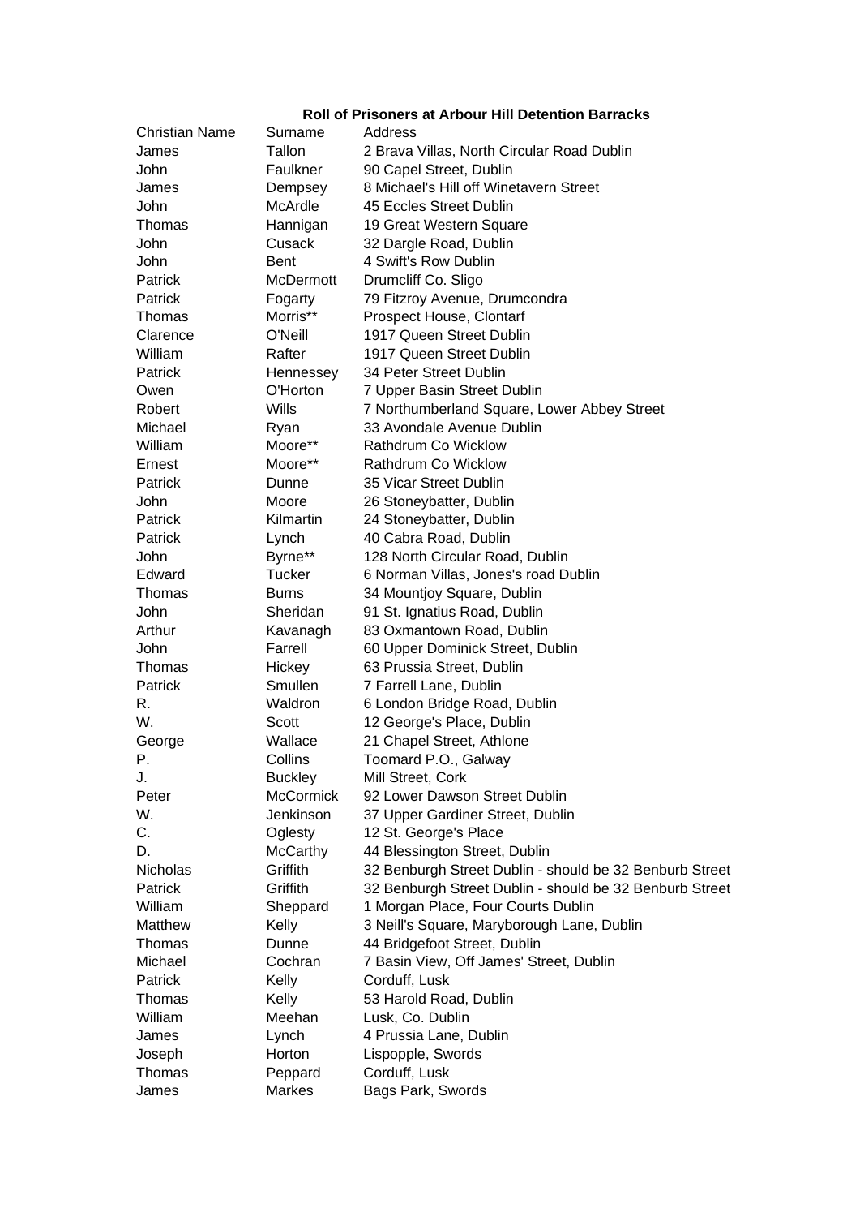## Roll of Prisoners at Arbour Hill Detention Barracks

| Christian Name | Surname | Address |
|---|---|---|
| James | Tallon | 2 Brava Villas, North Circular Road Dublin |
| John | Faulkner | 90 Capel Street, Dublin |
| James | Dempsey | 8 Michael's Hill off Winetavern Street |
| John | McArdle | 45 Eccles Street Dublin |
| Thomas | Hannigan | 19 Great Western Square |
| John | Cusack | 32 Dargle Road, Dublin |
| John | Bent | 4 Swift's Row Dublin |
| Patrick | McDermott | Drumcliff Co. Sligo |
| Patrick | Fogarty | 79 Fitzroy Avenue, Drumcondra |
| Thomas | Morris** | Prospect House, Clontarf |
| Clarence | O'Neill | 1917 Queen Street Dublin |
| William | Rafter | 1917 Queen Street Dublin |
| Patrick | Hennessey | 34 Peter Street Dublin |
| Owen | O'Horton | 7 Upper Basin Street Dublin |
| Robert | Wills | 7 Northumberland Square, Lower Abbey Street |
| Michael | Ryan | 33 Avondale Avenue Dublin |
| William | Moore** | Rathdrum Co Wicklow |
| Ernest | Moore** | Rathdrum Co Wicklow |
| Patrick | Dunne | 35 Vicar Street Dublin |
| John | Moore | 26 Stoneybatter, Dublin |
| Patrick | Kilmartin | 24 Stoneybatter, Dublin |
| Patrick | Lynch | 40 Cabra Road, Dublin |
| John | Byrne** | 128 North Circular Road, Dublin |
| Edward | Tucker | 6 Norman Villas, Jones's road Dublin |
| Thomas | Burns | 34 Mountjoy Square, Dublin |
| John | Sheridan | 91 St. Ignatius Road, Dublin |
| Arthur | Kavanagh | 83 Oxmantown Road, Dublin |
| John | Farrell | 60 Upper Dominick Street, Dublin |
| Thomas | Hickey | 63 Prussia Street, Dublin |
| Patrick | Smullen | 7 Farrell Lane, Dublin |
| R. | Waldron | 6 London Bridge Road, Dublin |
| W. | Scott | 12 George's Place, Dublin |
| George | Wallace | 21 Chapel Street, Athlone |
| P. | Collins | Toomard P.O., Galway |
| J. | Buckley | Mill Street, Cork |
| Peter | McCormick | 92 Lower Dawson Street Dublin |
| W. | Jenkinson | 37 Upper Gardiner Street, Dublin |
| C. | Oglesty | 12 St. George's Place |
| D. | McCarthy | 44 Blessington Street, Dublin |
| Nicholas | Griffith | 32 Benburgh Street Dublin - should be 32 Benburb Street |
| Patrick | Griffith | 32 Benburgh Street Dublin - should be 32 Benburb Street |
| William | Sheppard | 1 Morgan Place, Four Courts Dublin |
| Matthew | Kelly | 3 Neill's Square, Maryborough Lane, Dublin |
| Thomas | Dunne | 44 Bridgefoot Street, Dublin |
| Michael | Cochran | 7 Basin View, Off James' Street, Dublin |
| Patrick | Kelly | Corduff, Lusk |
| Thomas | Kelly | 53 Harold Road, Dublin |
| William | Meehan | Lusk, Co. Dublin |
| James | Lynch | 4 Prussia Lane, Dublin |
| Joseph | Horton | Lispopple, Swords |
| Thomas | Peppard | Corduff, Lusk |
| James | Markes | Bags Park, Swords |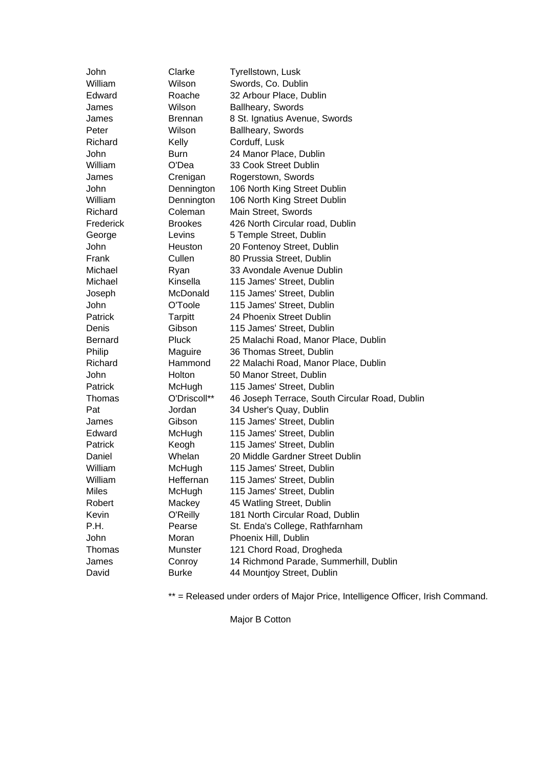| | | |
|---|---|---|
| John | Clarke | Tyrellstown, Lusk |
| William | Wilson | Swords, Co. Dublin |
| Edward | Roache | 32 Arbour Place, Dublin |
| James | Wilson | Ballheary, Swords |
| James | Brennan | 8 St. Ignatius Avenue, Swords |
| Peter | Wilson | Ballheary, Swords |
| Richard | Kelly | Corduff, Lusk |
| John | Burn | 24 Manor Place, Dublin |
| William | O'Dea | 33 Cook Street Dublin |
| James | Crenigan | Rogerstown, Swords |
| John | Dennington | 106 North King Street Dublin |
| William | Dennington | 106 North King Street Dublin |
| Richard | Coleman | Main Street, Swords |
| Frederick | Brookes | 426 North Circular road, Dublin |
| George | Levins | 5 Temple Street, Dublin |
| John | Heuston | 20 Fontenoy Street, Dublin |
| Frank | Cullen | 80 Prussia Street, Dublin |
| Michael | Ryan | 33 Avondale Avenue Dublin |
| Michael | Kinsella | 115 James' Street, Dublin |
| Joseph | McDonald | 115 James' Street, Dublin |
| John | O'Toole | 115 James' Street, Dublin |
| Patrick | Tarpitt | 24 Phoenix Street Dublin |
| Denis | Gibson | 115 James' Street, Dublin |
| Bernard | Pluck | 25 Malachi Road, Manor Place, Dublin |
| Philip | Maguire | 36 Thomas Street, Dublin |
| Richard | Hammond | 22 Malachi Road, Manor Place, Dublin |
| John | Holton | 50 Manor Street, Dublin |
| Patrick | McHugh | 115 James' Street, Dublin |
| Thomas | O'Driscoll** | 46 Joseph Terrace, South Circular Road, Dublin |
| Pat | Jordan | 34 Usher's Quay, Dublin |
| James | Gibson | 115 James' Street, Dublin |
| Edward | McHugh | 115 James' Street, Dublin |
| Patrick | Keogh | 115 James' Street, Dublin |
| Daniel | Whelan | 20 Middle Gardner Street Dublin |
| William | McHugh | 115 James' Street, Dublin |
| William | Heffernan | 115 James' Street, Dublin |
| Miles | McHugh | 115 James' Street, Dublin |
| Robert | Mackey | 45 Watling Street, Dublin |
| Kevin | O'Reilly | 181 North Circular Road, Dublin |
| P.H. | Pearse | St. Enda's College, Rathfarnham |
| John | Moran | Phoenix Hill, Dublin |
| Thomas | Munster | 121 Chord Road, Drogheda |
| James | Conroy | 14 Richmond Parade, Summerhill, Dublin |
| David | Burke | 44 Mountjoy Street, Dublin |

** = Released under orders of Major Price, Intelligence Officer, Irish Command.

Major B Cotton